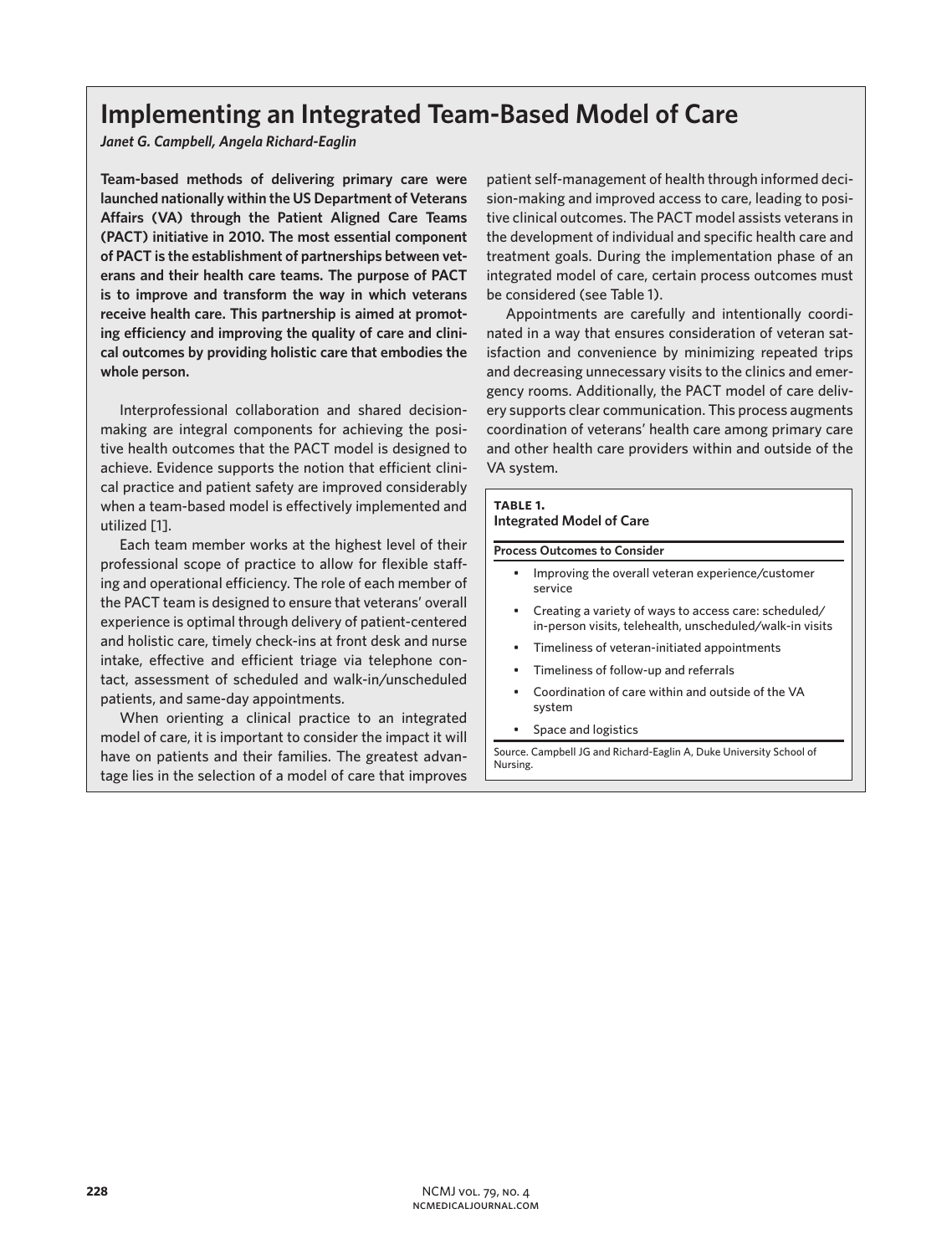# Implementing an Integrated Team-Based Model of Care

*Janet G. Campbell, Angela Richard-Eaglin*

**Team-based methods of delivering primary care were launched nationally within the US Department of Veterans Affairs (VA) through the Patient Aligned Care Teams (PACT) initiative in 2010. The most essential component of PACT is the establishment of partnerships between veterans and their health care teams. The purpose of PACT is to improve and transform the way in which veterans receive health care. This partnership is aimed at promoting efficiency and improving the quality of care and clinical outcomes by providing holistic care that embodies the whole person.**

Interprofessional collaboration and shared decision-making are integral components for achieving the positive health outcomes that the PACT model is designed to achieve. Evidence supports the notion that efficient clinical practice and patient safety are improved considerably when a team-based model is effectively implemented and utilized [1].

Each team member works at the highest level of their professional scope of practice to allow for flexible staffing and operational efficiency. The role of each member of the PACT team is designed to ensure that veterans' overall experience is optimal through delivery of patient-centered and holistic care, timely check-ins at front desk and nurse intake, effective and efficient triage via telephone contact, assessment of scheduled and walk-in/unscheduled patients, and same-day appointments.

When orienting a clinical practice to an integrated model of care, it is important to consider the impact it will have on patients and their families. The greatest advantage lies in the selection of a model of care that improves patient self-management of health through informed decision-making and improved access to care, leading to positive clinical outcomes. The PACT model assists veterans in the development of individual and specific health care and treatment goals. During the implementation phase of an integrated model of care, certain process outcomes must be considered (see Table 1).

Appointments are carefully and intentionally coordinated in a way that ensures consideration of veteran satisfaction and convenience by minimizing repeated trips and decreasing unnecessary visits to the clinics and emergency rooms. Additionally, the PACT model of care delivery supports clear communication. This process augments coordination of veterans' health care among primary care and other health care providers within and outside of the VA system.

**TABLE 1.**
**Integrated Model of Care**

| Process Outcomes to Consider |
| --- |
| • Improving the overall veteran experience/customer service |
| • Creating a variety of ways to access care: scheduled/in-person visits, telehealth, unscheduled/walk-in visits |
| • Timeliness of veteran-initiated appointments |
| • Timeliness of follow-up and referrals |
| • Coordination of care within and outside of the VA system |
| • Space and logistics |

Source. Campbell JG and Richard-Eaglin A, Duke University School of Nursing.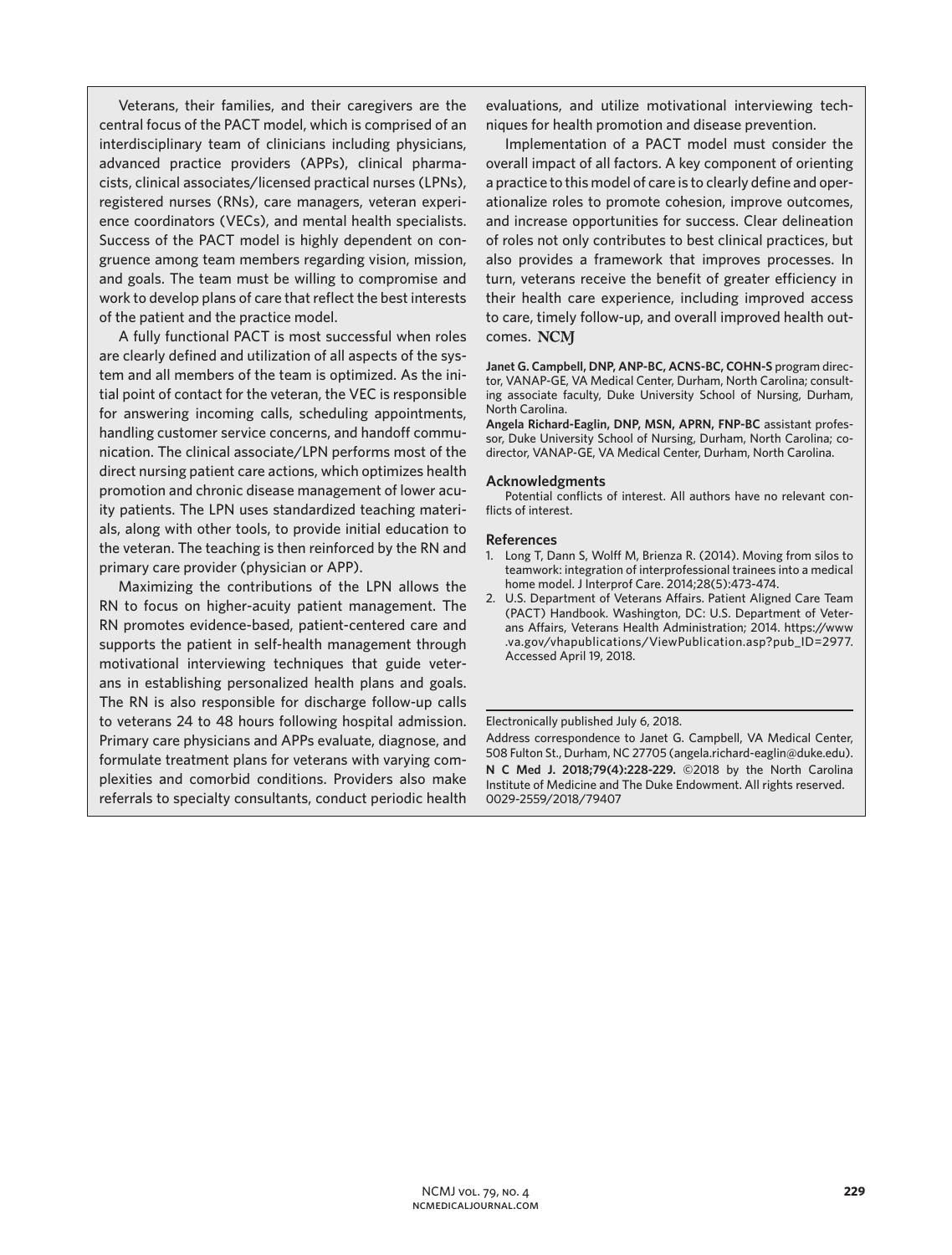Veterans, their families, and their caregivers are the central focus of the PACT model, which is comprised of an interdisciplinary team of clinicians including physicians, advanced practice providers (APPs), clinical pharmacists, clinical associates/licensed practical nurses (LPNs), registered nurses (RNs), care managers, veteran experience coordinators (VECs), and mental health specialists. Success of the PACT model is highly dependent on congruence among team members regarding vision, mission, and goals. The team must be willing to compromise and work to develop plans of care that reflect the best interests of the patient and the practice model.

A fully functional PACT is most successful when roles are clearly defined and utilization of all aspects of the system and all members of the team is optimized. As the initial point of contact for the veteran, the VEC is responsible for answering incoming calls, scheduling appointments, handling customer service concerns, and handoff communication. The clinical associate/LPN performs most of the direct nursing patient care actions, which optimizes health promotion and chronic disease management of lower acuity patients. The LPN uses standardized teaching materials, along with other tools, to provide initial education to the veteran. The teaching is then reinforced by the RN and primary care provider (physician or APP).

Maximizing the contributions of the LPN allows the RN to focus on higher-acuity patient management. The RN promotes evidence-based, patient-centered care and supports the patient in self-health management through motivational interviewing techniques that guide veterans in establishing personalized health plans and goals. The RN is also responsible for discharge follow-up calls to veterans 24 to 48 hours following hospital admission. Primary care physicians and APPs evaluate, diagnose, and formulate treatment plans for veterans with varying complexities and comorbid conditions. Providers also make referrals to specialty consultants, conduct periodic health evaluations, and utilize motivational interviewing techniques for health promotion and disease prevention.

Implementation of a PACT model must consider the overall impact of all factors. A key component of orienting a practice to this model of care is to clearly define and operationalize roles to promote cohesion, improve outcomes, and increase opportunities for success. Clear delineation of roles not only contributes to best clinical practices, but also provides a framework that improves processes. In turn, veterans receive the benefit of greater efficiency in their health care experience, including improved access to care, timely follow-up, and overall improved health outcomes. NCMJ

**Janet G. Campbell, DNP, ANP-BC, ACNS-BC, COHN-S** program director, VANAP-GE, VA Medical Center, Durham, North Carolina; consulting associate faculty, Duke University School of Nursing, Durham, North Carolina.

**Angela Richard-Eaglin, DNP, MSN, APRN, FNP-BC** assistant professor, Duke University School of Nursing, Durham, North Carolina; co-director, VANAP-GE, VA Medical Center, Durham, North Carolina.

## Acknowledgments

Potential conflicts of interest. All authors have no relevant conflicts of interest.

## References

1. Long T, Dann S, Wolff M, Brienza R. (2014). Moving from silos to teamwork: integration of interprofessional trainees into a medical home model. J Interprof Care. 2014;28(5):473-474.
2. U.S. Department of Veterans Affairs. Patient Aligned Care Team (PACT) Handbook. Washington, DC: U.S. Department of Veterans Affairs, Veterans Health Administration; 2014. https://www.va.gov/vhapublications/ViewPublication.asp?pub_ID=2977. Accessed April 19, 2018.

Electronically published July 6, 2018.

Address correspondence to Janet G. Campbell, VA Medical Center, 508 Fulton St., Durham, NC 27705 (angela.richard-eaglin@duke.edu).

**N C Med J. 2018;79(4):228-229.** ©2018 by the North Carolina Institute of Medicine and The Duke Endowment. All rights reserved. 0029-2559/2018/79407